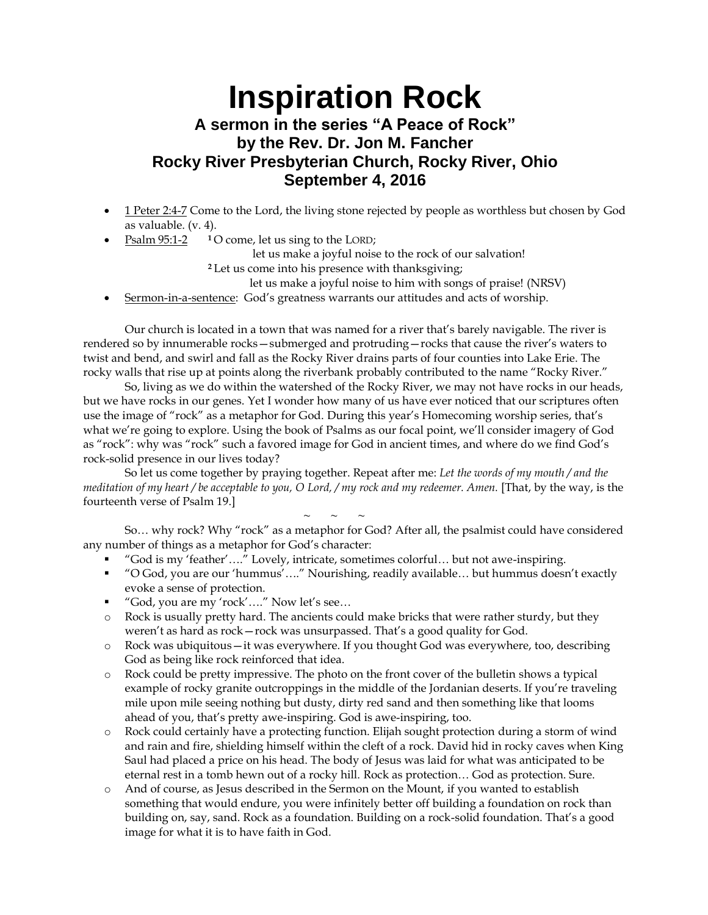# Inspiration Rock

## A sermon in the series "A Peace of Rock"
## by the Rev. Dr. Jon M. Fancher
## Rocky River Presbyterian Church, Rocky River, Ohio
## September 4, 2016

- <u>1 Peter 2:4-7</u> Come to the Lord, the living stone rejected by people as worthless but chosen by God as valuable. (v. 4).
- <u>Psalm 95:1-2</u> [1] O come, let us sing to the LORD;
  let us make a joyful noise to the rock of our salvation!
  [2] Let us come into his presence with thanksgiving;
  let us make a joyful noise to him with songs of praise! (NRSV)
- <u>Sermon-in-a-sentence</u>: God's greatness warrants our attitudes and acts of worship.

Our church is located in a town that was named for a river that's barely navigable. The river is rendered so by innumerable rocks—submerged and protruding—rocks that cause the river's waters to twist and bend, and swirl and fall as the Rocky River drains parts of four counties into Lake Erie. The rocky walls that rise up at points along the riverbank probably contributed to the name "Rocky River."

So, living as we do within the watershed of the Rocky River, we may not have rocks in our heads, but we have rocks in our genes. Yet I wonder how many of us have ever noticed that our scriptures often use the image of "rock" as a metaphor for God. During this year's Homecoming worship series, that's what we're going to explore. Using the book of Psalms as our focal point, we'll consider imagery of God as "rock": why was "rock" such a favored image for God in ancient times, and where do we find God's rock-solid presence in our lives today?

So let us come together by praying together. Repeat after me: *Let the words of my mouth / and the meditation of my heart / be acceptable to you, O Lord, / my rock and my redeemer. Amen.* [That, by the way, is the fourteenth verse of Psalm 19.]

~ ~ ~

So… why rock? Why "rock" as a metaphor for God? After all, the psalmist could have considered any number of things as a metaphor for God's character:

- "God is my 'feather'…." Lovely, intricate, sometimes colorful… but not awe-inspiring.
- "O God, you are our 'hummus'…." Nourishing, readily available… but hummus doesn't exactly evoke a sense of protection.
- "God, you are my 'rock'…." Now let's see…
  - Rock is usually pretty hard. The ancients could make bricks that were rather sturdy, but they weren't as hard as rock—rock was unsurpassed. That's a good quality for God.
  - Rock was ubiquitous—it was everywhere. If you thought God was everywhere, too, describing God as being like rock reinforced that idea.
  - Rock could be pretty impressive. The photo on the front cover of the bulletin shows a typical example of rocky granite outcroppings in the middle of the Jordanian deserts. If you're traveling mile upon mile seeing nothing but dusty, dirty red sand and then something like that looms ahead of you, that's pretty awe-inspiring. God is awe-inspiring, too.
  - Rock could certainly have a protecting function. Elijah sought protection during a storm of wind and rain and fire, shielding himself within the cleft of a rock. David hid in rocky caves when King Saul had placed a price on his head. The body of Jesus was laid for what was anticipated to be eternal rest in a tomb hewn out of a rocky hill. Rock as protection… God as protection. Sure.
  - And of course, as Jesus described in the Sermon on the Mount, if you wanted to establish something that would endure, you were infinitely better off building a foundation on rock than building on, say, sand. Rock as a foundation. Building on a rock-solid foundation. That's a good image for what it is to have faith in God.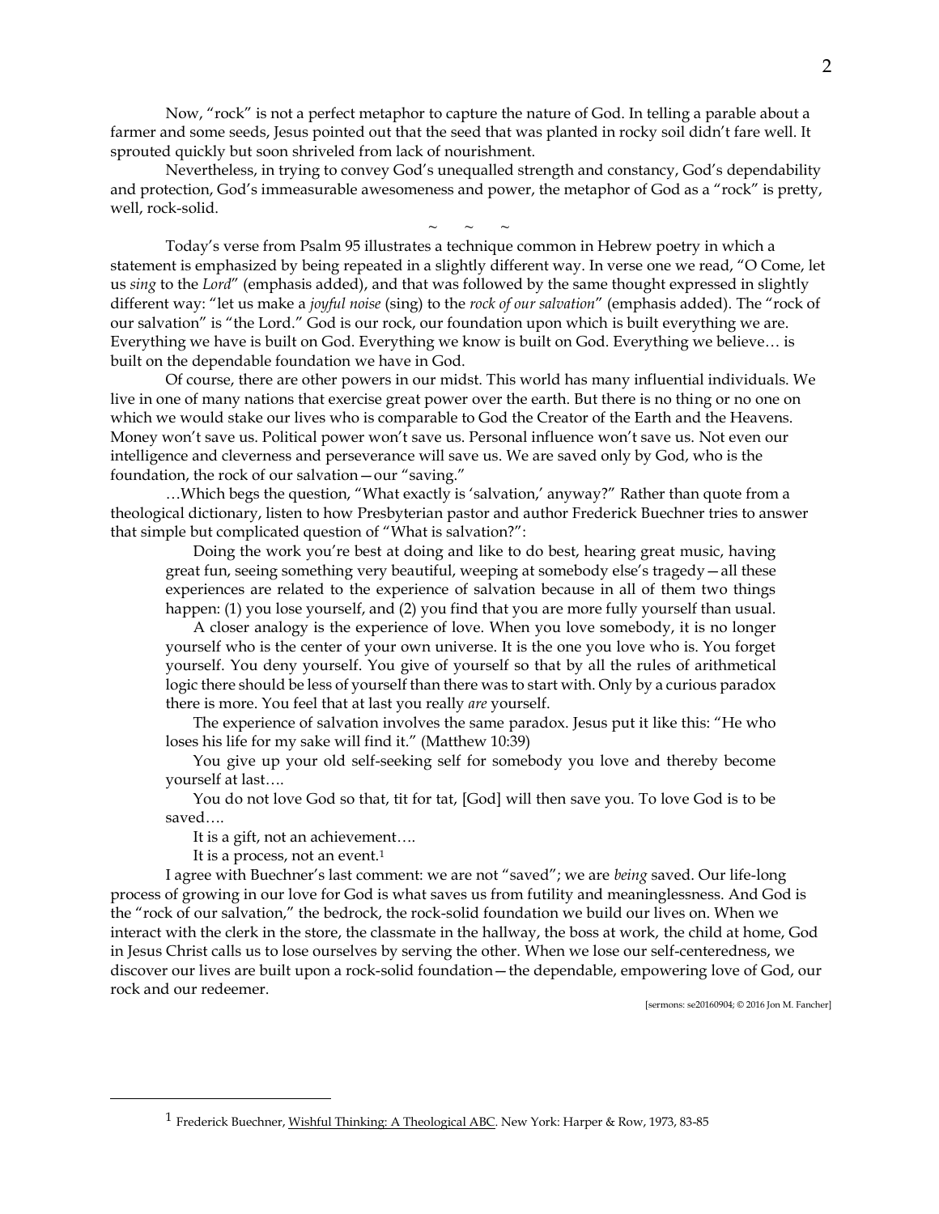Now, "rock" is not a perfect metaphor to capture the nature of God. In telling a parable about a farmer and some seeds, Jesus pointed out that the seed that was planted in rocky soil didn't fare well. It sprouted quickly but soon shriveled from lack of nourishment.

Nevertheless, in trying to convey God's unequalled strength and constancy, God's dependability and protection, God's immeasurable awesomeness and power, the metaphor of God as a "rock" is pretty, well, rock-solid.

~ ~ ~

Today's verse from Psalm 95 illustrates a technique common in Hebrew poetry in which a statement is emphasized by being repeated in a slightly different way. In verse one we read, "O Come, let us *sing* to the *Lord*" (emphasis added), and that was followed by the same thought expressed in slightly different way: "let us make a *joyful noise* (sing) to the *rock of our salvation*" (emphasis added). The "rock of our salvation" is "the Lord." God is our rock, our foundation upon which is built everything we are. Everything we have is built on God. Everything we know is built on God. Everything we believe… is built on the dependable foundation we have in God.

Of course, there are other powers in our midst. This world has many influential individuals. We live in one of many nations that exercise great power over the earth. But there is no thing or no one on which we would stake our lives who is comparable to God the Creator of the Earth and the Heavens. Money won't save us. Political power won't save us. Personal influence won't save us. Not even our intelligence and cleverness and perseverance will save us. We are saved only by God, who is the foundation, the rock of our salvation—our "saving."

…Which begs the question, "What exactly is 'salvation,' anyway?" Rather than quote from a theological dictionary, listen to how Presbyterian pastor and author Frederick Buechner tries to answer that simple but complicated question of "What is salvation?":

> Doing the work you're best at doing and like to do best, hearing great music, having great fun, seeing something very beautiful, weeping at somebody else's tragedy—all these experiences are related to the experience of salvation because in all of them two things happen: (1) you lose yourself, and (2) you find that you are more fully yourself than usual.
>
> A closer analogy is the experience of love. When you love somebody, it is no longer yourself who is the center of your own universe. It is the one you love who is. You forget yourself. You deny yourself. You give of yourself so that by all the rules of arithmetical logic there should be less of yourself than there was to start with. Only by a curious paradox there is more. You feel that at last you really *are* yourself.
>
> The experience of salvation involves the same paradox. Jesus put it like this: "He who loses his life for my sake will find it." (Matthew 10:39)
>
> You give up your old self-seeking self for somebody you love and thereby become yourself at last….
>
> You do not love God so that, tit for tat, [God] will then save you. To love God is to be saved….
>
> It is a gift, not an achievement….
>
> It is a process, not an event.[1]

I agree with Buechner's last comment: we are not "saved"; we are *being* saved. Our life-long process of growing in our love for God is what saves us from futility and meaninglessness. And God is the "rock of our salvation," the bedrock, the rock-solid foundation we build our lives on. When we interact with the clerk in the store, the classmate in the hallway, the boss at work, the child at home, God in Jesus Christ calls us to lose ourselves by serving the other. When we lose our self-centeredness, we discover our lives are built upon a rock-solid foundation—the dependable, empowering love of God, our rock and our redeemer.

[sermons: se20160904; © 2016 Jon M. Fancher]

---

[1] Frederick Buechner, Wishful Thinking: A Theological ABC. New York: Harper & Row, 1973, 83-85